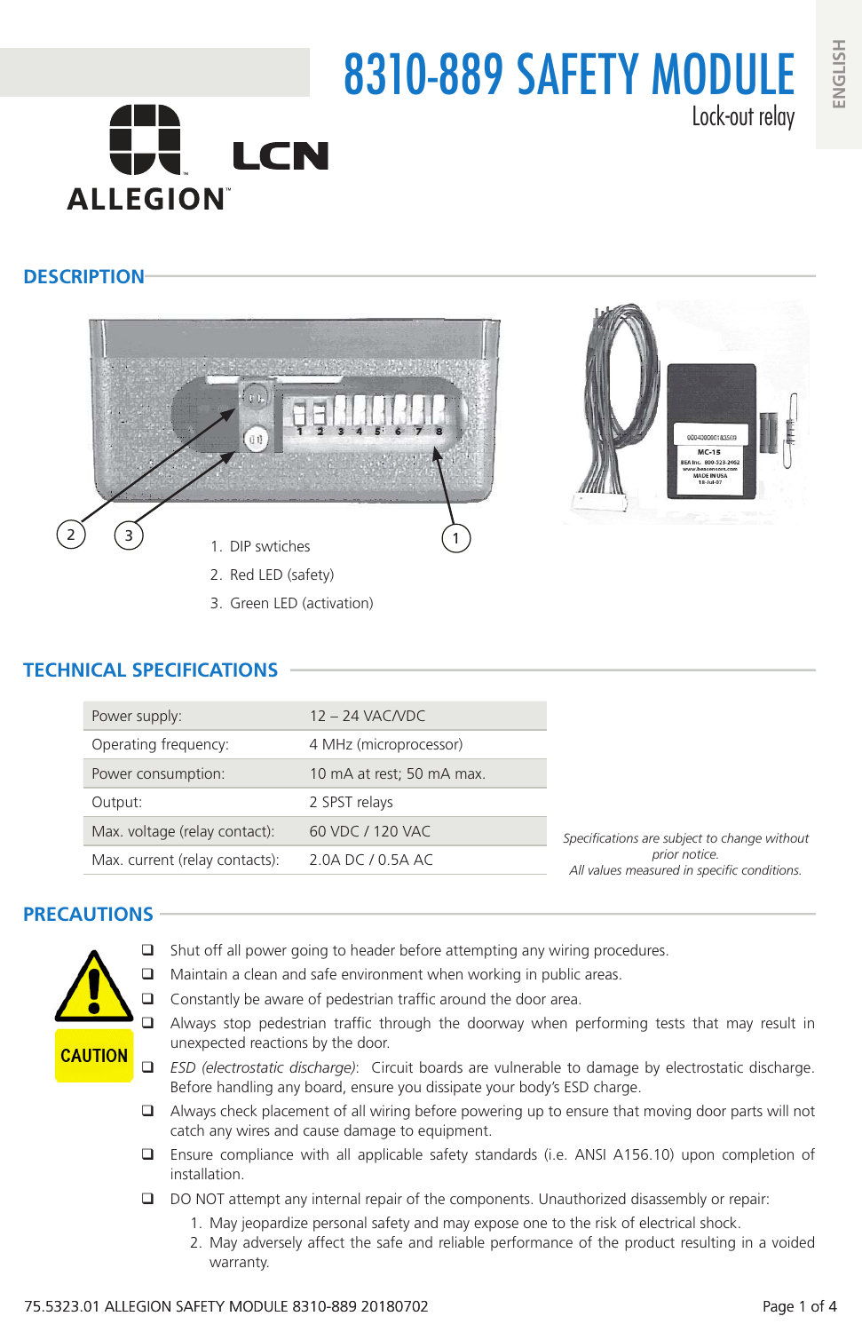# 8310-889 SAFETY MODULE

Lock-out relay

## DESCRIPTION

1. DIP swtiches
2. Red LED (safety)
3. Green LED (activation)

## TECHNICAL SPECIFICATIONS

| | |
|---|---|
| Power supply: | 12 – 24 VAC/VDC |
| Operating frequency: | 4 MHz (microprocessor) |
| Power consumption: | 10 mA at rest; 50 mA max. |
| Output: | 2 SPST relays |
| Max. voltage (relay contact): | 60 VDC / 120 VAC |
| Max. current (relay contacts): | 2.0A DC / 0.5A AC |

*Specifications are subject to change without prior notice.*
*All values measured in specific conditions.*

## PRECAUTIONS

CAUTION

- Shut off all power going to header before attempting any wiring procedures.
- Maintain a clean and safe environment when working in public areas.
- Constantly be aware of pedestrian traffic around the door area.
- Always stop pedestrian traffic through the doorway when performing tests that may result in unexpected reactions by the door.
- *ESD (electrostatic discharge)*: Circuit boards are vulnerable to damage by electrostatic discharge. Before handling any board, ensure you dissipate your body's ESD charge.
- Always check placement of all wiring before powering up to ensure that moving door parts will not catch any wires and cause damage to equipment.
- Ensure compliance with all applicable safety standards (i.e. ANSI A156.10) upon completion of installation.
- DO NOT attempt any internal repair of the components. Unauthorized disassembly or repair:
  1. May jeopardize personal safety and may expose one to the risk of electrical shock.
  2. May adversely affect the safe and reliable performance of the product resulting in a voided warranty.

75.5323.01 ALLEGION SAFETY MODULE 8310-889 20180702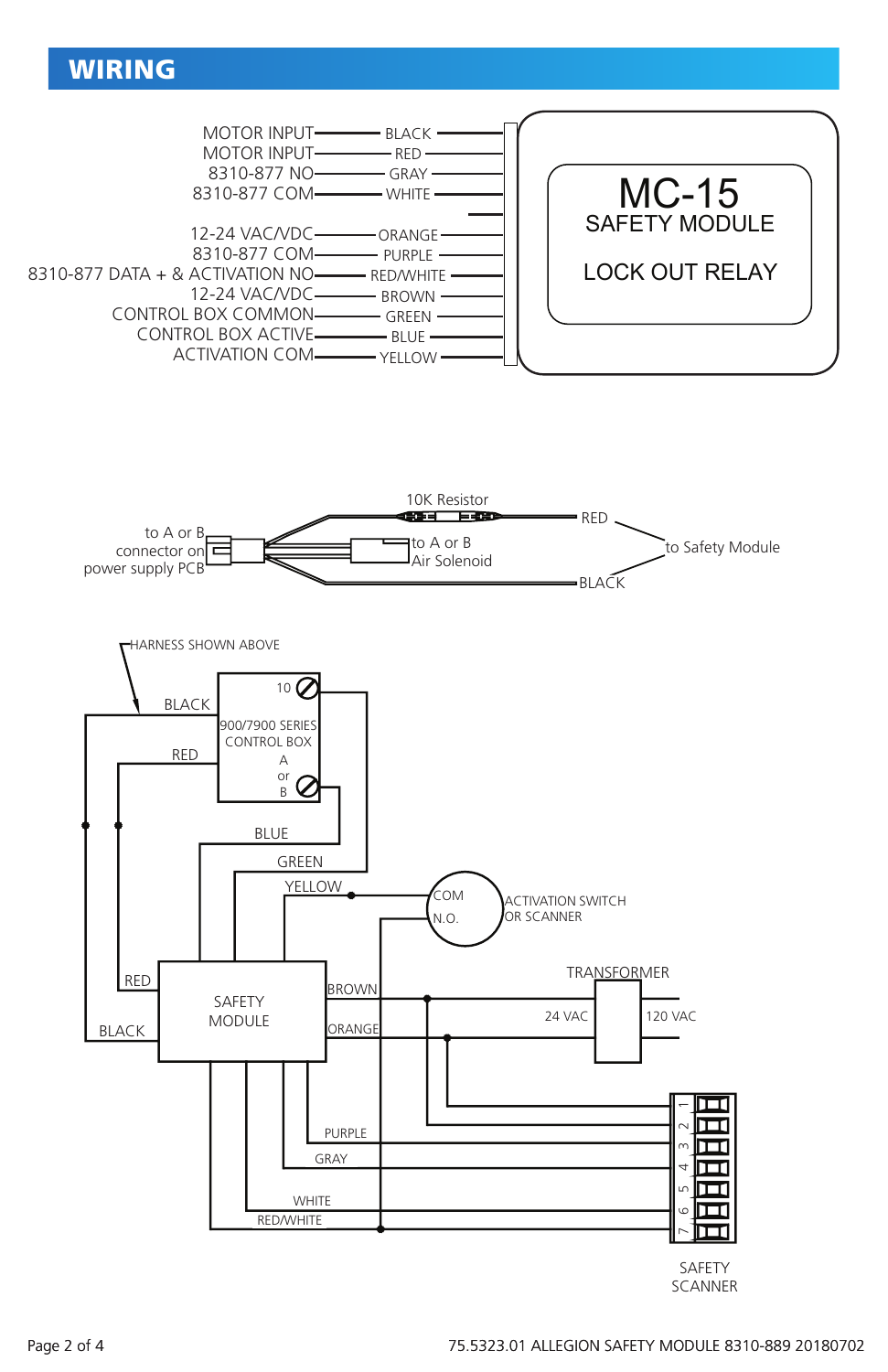# WIRING

| Function | Wire Color |
|---|---|
| MOTOR INPUT | BLACK |
| MOTOR INPUT | RED |
| 8310-877 NO | GRAY |
| 8310-877 COM | WHITE |
| 12-24 VAC/VDC | ORANGE |
| 8310-877 COM | PURPLE |
| 8310-877 DATA + & ACTIVATION NO | RED/WHITE |
| 12-24 VAC/VDC | BROWN |
| CONTROL BOX COMMON | GREEN |
| CONTROL BOX ACTIVE | BLUE |
| ACTIVATION COM | YELLOW |

MC-15
SAFETY MODULE

LOCK OUT RELAY

10K Resistor

RED

to A or B connector on power supply PCB

to A or B Air Solenoid

to Safety Module

BLACK

HARNESS SHOWN ABOVE

BLACK

10

900/7900 SERIES CONTROL BOX

A or B

RED

BLUE

GREEN

YELLOW

COM

N.O.

ACTIVATION SWITCH OR SCANNER

TRANSFORMER

RED

BROWN

24 VAC

120 VAC

SAFETY MODULE

BLACK

ORANGE

PURPLE

GRAY

WHITE

RED/WHITE

1 2 3 4 5 6 7

SAFETY SCANNER

75.5323.01 ALLEGION SAFETY MODULE 8310-889 20180702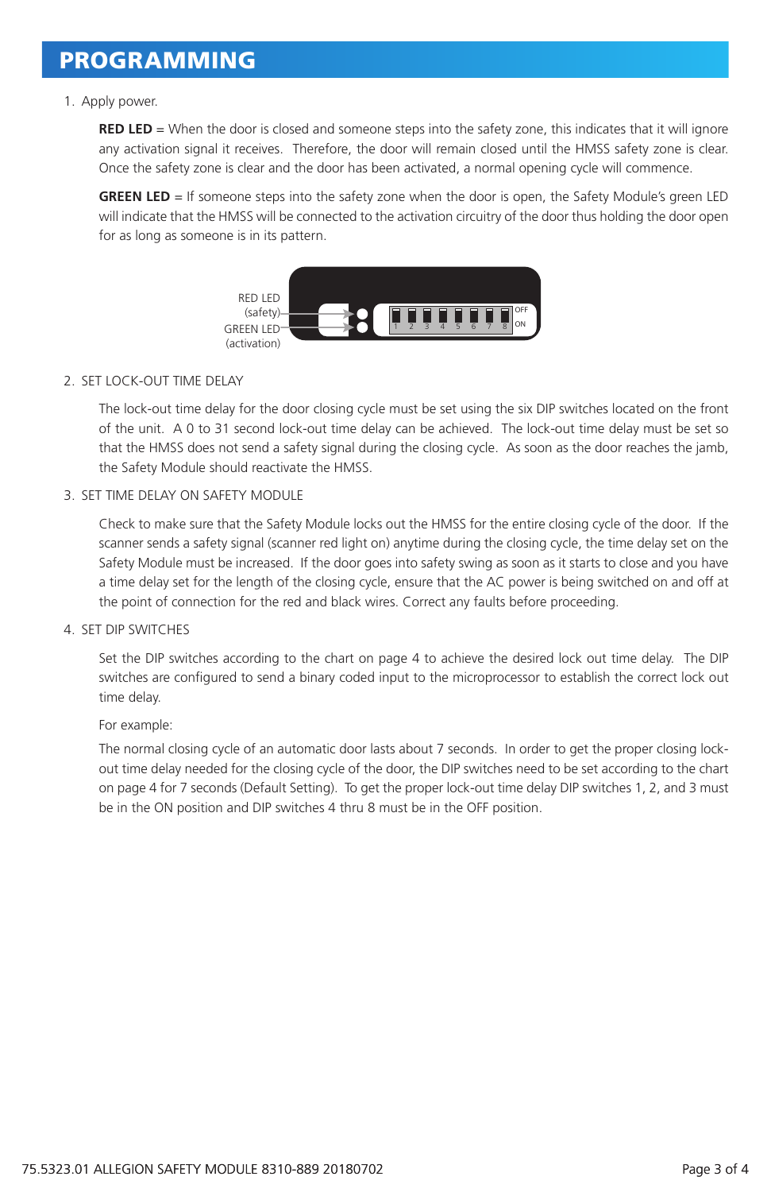# PROGRAMMING

1. Apply power.

   **RED LED** = When the door is closed and someone steps into the safety zone, this indicates that it will ignore any activation signal it receives. Therefore, the door will remain closed until the HMSS safety zone is clear. Once the safety zone is clear and the door has been activated, a normal opening cycle will commence.

   **GREEN LED** = If someone steps into the safety zone when the door is open, the Safety Module's green LED will indicate that the HMSS will be connected to the activation circuitry of the door thus holding the door open for as long as someone is in its pattern.

   RED LED (safety)
   GREEN LED (activation)
   OFF
   ON
   1 2 3 4 5 6 7 8

2. SET LOCK-OUT TIME DELAY

   The lock-out time delay for the door closing cycle must be set using the six DIP switches located on the front of the unit. A 0 to 31 second lock-out time delay can be achieved. The lock-out time delay must be set so that the HMSS does not send a safety signal during the closing cycle. As soon as the door reaches the jamb, the Safety Module should reactivate the HMSS.

3. SET TIME DELAY ON SAFETY MODULE

   Check to make sure that the Safety Module locks out the HMSS for the entire closing cycle of the door. If the scanner sends a safety signal (scanner red light on) anytime during the closing cycle, the time delay set on the Safety Module must be increased. If the door goes into safety swing as soon as it starts to close and you have a time delay set for the length of the closing cycle, ensure that the AC power is being switched on and off at the point of connection for the red and black wires. Correct any faults before proceeding.

4. SET DIP SWITCHES

   Set the DIP switches according to the chart on page 4 to achieve the desired lock out time delay. The DIP switches are configured to send a binary coded input to the microprocessor to establish the correct lock out time delay.

   For example:

   The normal closing cycle of an automatic door lasts about 7 seconds. In order to get the proper closing lock-out time delay needed for the closing cycle of the door, the DIP switches need to be set according to the chart on page 4 for 7 seconds (Default Setting). To get the proper lock-out time delay DIP switches 1, 2, and 3 must be in the ON position and DIP switches 4 thru 8 must be in the OFF position.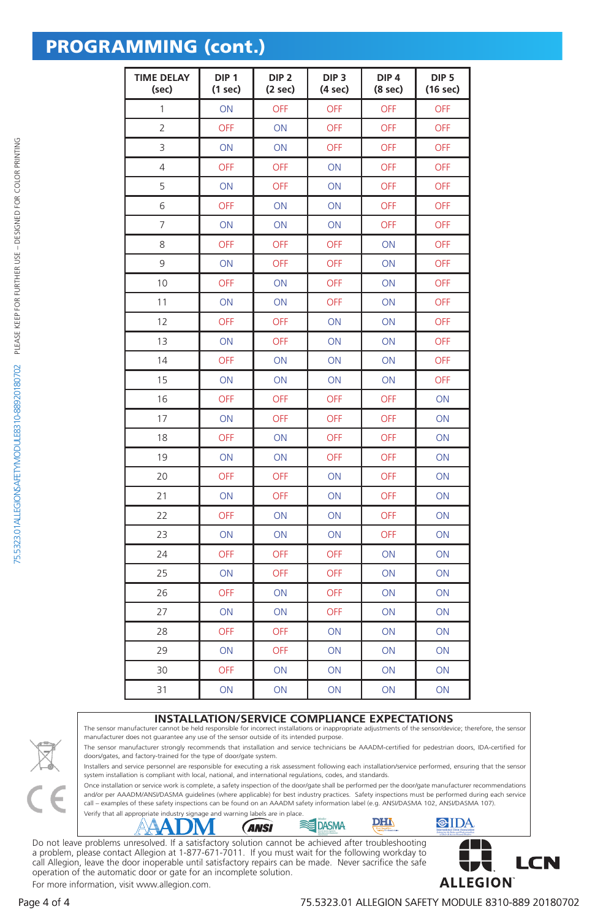## PROGRAMMING (cont.)

| TIME DELAY (sec) | DIP 1 (1 sec) | DIP 2 (2 sec) | DIP 3 (4 sec) | DIP 4 (8 sec) | DIP 5 (16 sec) |
|---|---|---|---|---|---|
| 1 | ON | OFF | OFF | OFF | OFF |
| 2 | OFF | ON | OFF | OFF | OFF |
| 3 | ON | ON | OFF | OFF | OFF |
| 4 | OFF | OFF | ON | OFF | OFF |
| 5 | ON | OFF | ON | OFF | OFF |
| 6 | OFF | ON | ON | OFF | OFF |
| 7 | ON | ON | ON | OFF | OFF |
| 8 | OFF | OFF | OFF | ON | OFF |
| 9 | ON | OFF | OFF | ON | OFF |
| 10 | OFF | ON | OFF | ON | OFF |
| 11 | ON | ON | OFF | ON | OFF |
| 12 | OFF | OFF | ON | ON | OFF |
| 13 | ON | OFF | ON | ON | OFF |
| 14 | OFF | ON | ON | ON | OFF |
| 15 | ON | ON | ON | ON | OFF |
| 16 | OFF | OFF | OFF | OFF | ON |
| 17 | ON | OFF | OFF | OFF | ON |
| 18 | OFF | ON | OFF | OFF | ON |
| 19 | ON | ON | OFF | OFF | ON |
| 20 | OFF | OFF | ON | OFF | ON |
| 21 | ON | OFF | ON | OFF | ON |
| 22 | OFF | ON | ON | OFF | ON |
| 23 | ON | ON | ON | OFF | ON |
| 24 | OFF | OFF | OFF | ON | ON |
| 25 | ON | OFF | OFF | ON | ON |
| 26 | OFF | ON | OFF | ON | ON |
| 27 | ON | ON | OFF | ON | ON |
| 28 | OFF | OFF | ON | ON | ON |
| 29 | ON | OFF | ON | ON | ON |
| 30 | OFF | ON | ON | ON | ON |
| 31 | ON | ON | ON | ON | ON |

### INSTALLATION/SERVICE COMPLIANCE EXPECTATIONS

The sensor manufacturer cannot be held responsible for incorrect installations or inappropriate adjustments of the sensor/device; therefore, the sensor manufacturer does not guarantee any use of the sensor outside of its intended purpose.

The sensor manufacturer strongly recommends that installation and service technicians be AAADM-certified for pedestrian doors, IDA-certified for doors/gates, and factory-trained for the type of door/gate system.

Installers and service personnel are responsible for executing a risk assessment following each installation/service performed, ensuring that the sensor system installation is compliant with local, national, and international regulations, codes, and standards.

Once installation or service work is complete, a safety inspection of the door/gate shall be performed per the door/gate manufacturer recommendations and/or per AAADM/ANSI/DASMA guidelines (where applicable) for best industry practices. Safety inspections must be performed during each service call – examples of these safety inspections can be found on an AAADM safety information label (e.g. ANSI/DASMA 102, ANSI/DASMA 107).

Verify that all appropriate industry signage and warning labels are in place.

Do not leave problems unresolved. If a satisfactory solution cannot be achieved after troubleshooting a problem, please contact Allegion at 1-877-671-7011. If you must wait for the following workday to call Allegion, leave the door inoperable until satisfactory repairs can be made. Never sacrifice the safe operation of the automatic door or gate for an incomplete solution.

For more information, visit www.allegion.com.

75.5323.01 ALLEGION SAFETY MODULE 8310-889 20180702